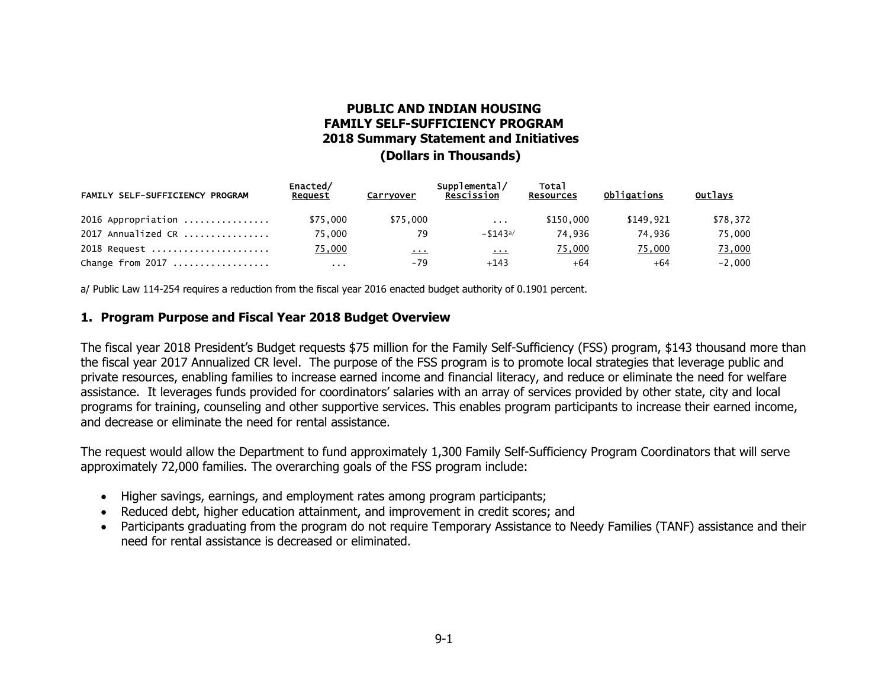# PUBLIC AND INDIAN HOUSING
## FAMILY SELF-SUFFICIENCY PROGRAM
### 2018 Summary Statement and Initiatives
### (Dollars in Thousands)

| FAMILY SELF-SUFFICIENCY PROGRAM | Enacted/ Request | Carryover | Supplemental/ Rescission | Total Resources | Obligations | Outlays |
|---|---|---|---|---|---|---|
| 2016 Appropriation ................ | $75,000 | $75,000 | ... | $150,000 | $149,921 | $78,372 |
| 2017 Annualized CR ................ | 75,000 | 79 | -$143[a/] | 74,936 | 74,936 | 75,000 |
| 2018 Request ...................... | 75,000 | ... | ... | 75,000 | 75,000 | 73,000 |
| Change from 2017 .................. | ... | -79 | +143 | +64 | +64 | -2,000 |

a/ Public Law 114-254 requires a reduction from the fiscal year 2016 enacted budget authority of 0.1901 percent.

## 1. Program Purpose and Fiscal Year 2018 Budget Overview

The fiscal year 2018 President's Budget requests $75 million for the Family Self-Sufficiency (FSS) program, $143 thousand more than the fiscal year 2017 Annualized CR level. The purpose of the FSS program is to promote local strategies that leverage public and private resources, enabling families to increase earned income and financial literacy, and reduce or eliminate the need for welfare assistance. It leverages funds provided for coordinators' salaries with an array of services provided by other state, city and local programs for training, counseling and other supportive services. This enables program participants to increase their earned income, and decrease or eliminate the need for rental assistance.

The request would allow the Department to fund approximately 1,300 Family Self-Sufficiency Program Coordinators that will serve approximately 72,000 families. The overarching goals of the FSS program include:

- Higher savings, earnings, and employment rates among program participants;
- Reduced debt, higher education attainment, and improvement in credit scores; and
- Participants graduating from the program do not require Temporary Assistance to Needy Families (TANF) assistance and their need for rental assistance is decreased or eliminated.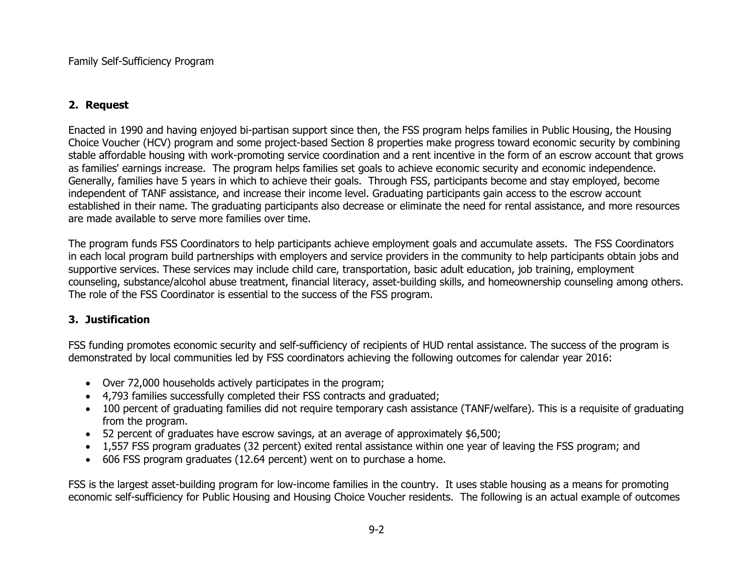## 2. Request

Enacted in 1990 and having enjoyed bi-partisan support since then, the FSS program helps families in Public Housing, the Housing Choice Voucher (HCV) program and some project-based Section 8 properties make progress toward economic security by combining stable affordable housing with work-promoting service coordination and a rent incentive in the form of an escrow account that grows as families' earnings increase. The program helps families set goals to achieve economic security and economic independence. Generally, families have 5 years in which to achieve their goals. Through FSS, participants become and stay employed, become independent of TANF assistance, and increase their income level. Graduating participants gain access to the escrow account established in their name. The graduating participants also decrease or eliminate the need for rental assistance, and more resources are made available to serve more families over time.

The program funds FSS Coordinators to help participants achieve employment goals and accumulate assets. The FSS Coordinators in each local program build partnerships with employers and service providers in the community to help participants obtain jobs and supportive services. These services may include child care, transportation, basic adult education, job training, employment counseling, substance/alcohol abuse treatment, financial literacy, asset-building skills, and homeownership counseling among others. The role of the FSS Coordinator is essential to the success of the FSS program.

## 3. Justification

FSS funding promotes economic security and self-sufficiency of recipients of HUD rental assistance. The success of the program is demonstrated by local communities led by FSS coordinators achieving the following outcomes for calendar year 2016:

- Over 72,000 households actively participates in the program;
- 4,793 families successfully completed their FSS contracts and graduated;
- 100 percent of graduating families did not require temporary cash assistance (TANF/welfare). This is a requisite of graduating from the program.
- 52 percent of graduates have escrow savings, at an average of approximately $6,500;
- 1,557 FSS program graduates (32 percent) exited rental assistance within one year of leaving the FSS program; and
- 606 FSS program graduates (12.64 percent) went on to purchase a home.

FSS is the largest asset-building program for low-income families in the country. It uses stable housing as a means for promoting economic self-sufficiency for Public Housing and Housing Choice Voucher residents. The following is an actual example of outcomes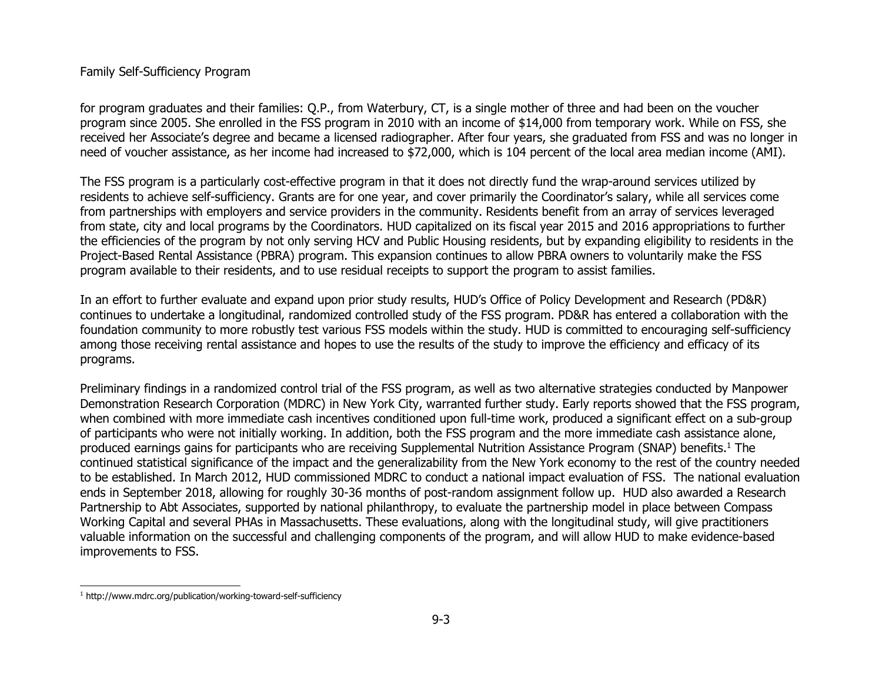for program graduates and their families: Q.P., from Waterbury, CT, is a single mother of three and had been on the voucher program since 2005. She enrolled in the FSS program in 2010 with an income of $14,000 from temporary work. While on FSS, she received her Associate's degree and became a licensed radiographer. After four years, she graduated from FSS and was no longer in need of voucher assistance, as her income had increased to $72,000, which is 104 percent of the local area median income (AMI).

The FSS program is a particularly cost-effective program in that it does not directly fund the wrap-around services utilized by residents to achieve self-sufficiency. Grants are for one year, and cover primarily the Coordinator's salary, while all services come from partnerships with employers and service providers in the community. Residents benefit from an array of services leveraged from state, city and local programs by the Coordinators. HUD capitalized on its fiscal year 2015 and 2016 appropriations to further the efficiencies of the program by not only serving HCV and Public Housing residents, but by expanding eligibility to residents in the Project-Based Rental Assistance (PBRA) program. This expansion continues to allow PBRA owners to voluntarily make the FSS program available to their residents, and to use residual receipts to support the program to assist families.

In an effort to further evaluate and expand upon prior study results, HUD's Office of Policy Development and Research (PD&R) continues to undertake a longitudinal, randomized controlled study of the FSS program. PD&R has entered a collaboration with the foundation community to more robustly test various FSS models within the study. HUD is committed to encouraging self-sufficiency among those receiving rental assistance and hopes to use the results of the study to improve the efficiency and efficacy of its programs.

Preliminary findings in a randomized control trial of the FSS program, as well as two alternative strategies conducted by Manpower Demonstration Research Corporation (MDRC) in New York City, warranted further study. Early reports showed that the FSS program, when combined with more immediate cash incentives conditioned upon full-time work, produced a significant effect on a sub-group of participants who were not initially working. In addition, both the FSS program and the more immediate cash assistance alone, produced earnings gains for participants who are receiving Supplemental Nutrition Assistance Program (SNAP) benefits.[1] The continued statistical significance of the impact and the generalizability from the New York economy to the rest of the country needed to be established. In March 2012, HUD commissioned MDRC to conduct a national impact evaluation of FSS. The national evaluation ends in September 2018, allowing for roughly 30-36 months of post-random assignment follow up. HUD also awarded a Research Partnership to Abt Associates, supported by national philanthropy, to evaluate the partnership model in place between Compass Working Capital and several PHAs in Massachusetts. These evaluations, along with the longitudinal study, will give practitioners valuable information on the successful and challenging components of the program, and will allow HUD to make evidence-based improvements to FSS.

[1] http://www.mdrc.org/publication/working-toward-self-sufficiency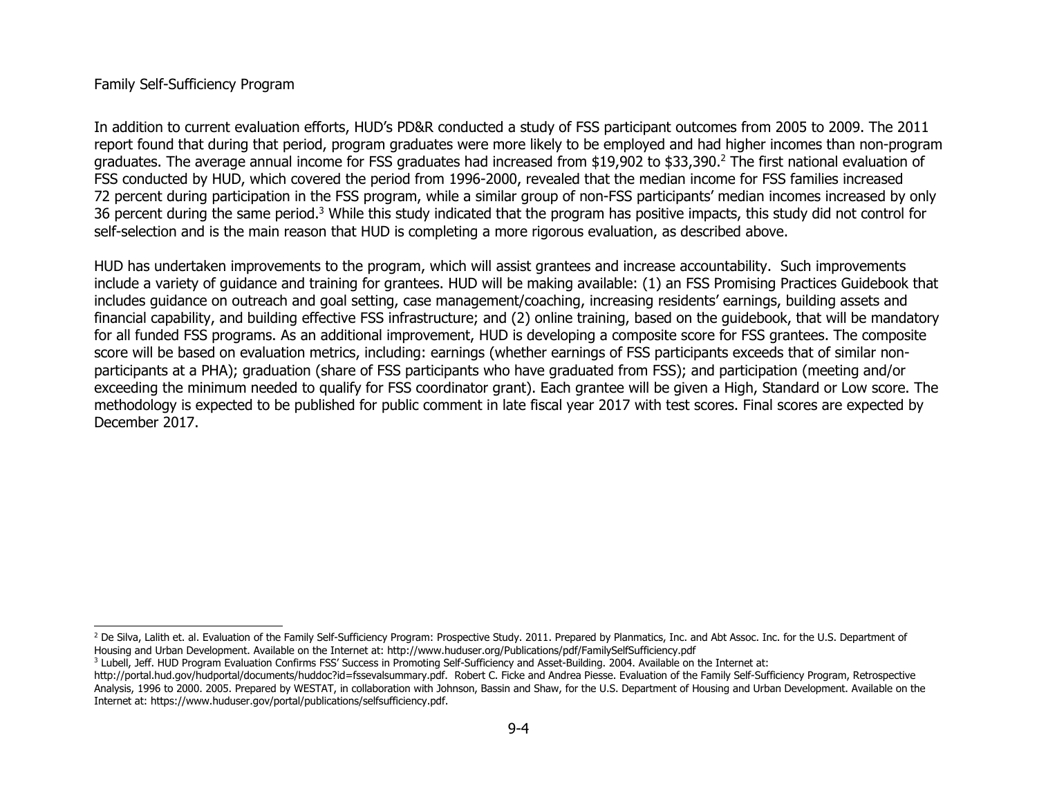Family Self-Sufficiency Program

In addition to current evaluation efforts, HUD's PD&R conducted a study of FSS participant outcomes from 2005 to 2009. The 2011 report found that during that period, program graduates were more likely to be employed and had higher incomes than non-program graduates. The average annual income for FSS graduates had increased from $19,902 to $33,390.[2] The first national evaluation of FSS conducted by HUD, which covered the period from 1996-2000, revealed that the median income for FSS families increased 72 percent during participation in the FSS program, while a similar group of non-FSS participants' median incomes increased by only 36 percent during the same period.[3] While this study indicated that the program has positive impacts, this study did not control for self-selection and is the main reason that HUD is completing a more rigorous evaluation, as described above.

HUD has undertaken improvements to the program, which will assist grantees and increase accountability. Such improvements include a variety of guidance and training for grantees. HUD will be making available: (1) an FSS Promising Practices Guidebook that includes guidance on outreach and goal setting, case management/coaching, increasing residents' earnings, building assets and financial capability, and building effective FSS infrastructure; and (2) online training, based on the guidebook, that will be mandatory for all funded FSS programs. As an additional improvement, HUD is developing a composite score for FSS grantees. The composite score will be based on evaluation metrics, including: earnings (whether earnings of FSS participants exceeds that of similar non-participants at a PHA); graduation (share of FSS participants who have graduated from FSS); and participation (meeting and/or exceeding the minimum needed to qualify for FSS coordinator grant). Each grantee will be given a High, Standard or Low score. The methodology is expected to be published for public comment in late fiscal year 2017 with test scores. Final scores are expected by December 2017.

---

[2] De Silva, Lalith et. al. Evaluation of the Family Self-Sufficiency Program: Prospective Study. 2011. Prepared by Planmatics, Inc. and Abt Assoc. Inc. for the U.S. Department of Housing and Urban Development. Available on the Internet at: http://www.huduser.org/Publications/pdf/FamilySelfSufficiency.pdf

[3] Lubell, Jeff. HUD Program Evaluation Confirms FSS' Success in Promoting Self-Sufficiency and Asset-Building. 2004. Available on the Internet at: http://portal.hud.gov/hudportal/documents/huddoc?id=fssevalsummary.pdf. Robert C. Ficke and Andrea Piesse. Evaluation of the Family Self-Sufficiency Program, Retrospective Analysis, 1996 to 2000. 2005. Prepared by WESTAT, in collaboration with Johnson, Bassin and Shaw, for the U.S. Department of Housing and Urban Development. Available on the Internet at: https://www.huduser.gov/portal/publications/selfsufficiency.pdf.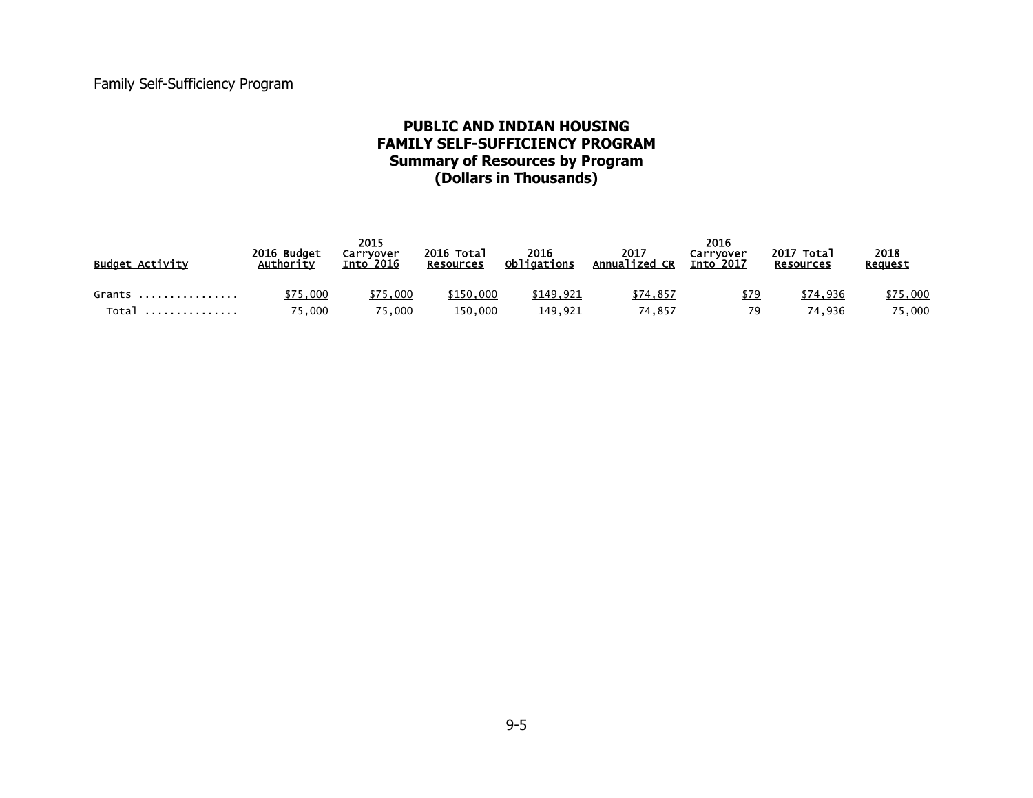Family Self-Sufficiency Program

# PUBLIC AND INDIAN HOUSING
# FAMILY SELF-SUFFICIENCY PROGRAM
## Summary of Resources by Program
## (Dollars in Thousands)

| Budget Activity | 2016 Budget Authority | 2015 Carryover Into 2016 | 2016 Total Resources | 2016 Obligations | 2017 Annualized CR | 2016 Carryover Into 2017 | 2017 Total Resources | 2018 Request |
|---|---|---|---|---|---|---|---|---|
| Grants ................ | $75,000 | $75,000 | $150,000 | $149,921 | $74,857 | $79 | $74,936 | $75,000 |
| Total ............... | 75,000 | 75,000 | 150,000 | 149,921 | 74,857 | 79 | 74,936 | 75,000 |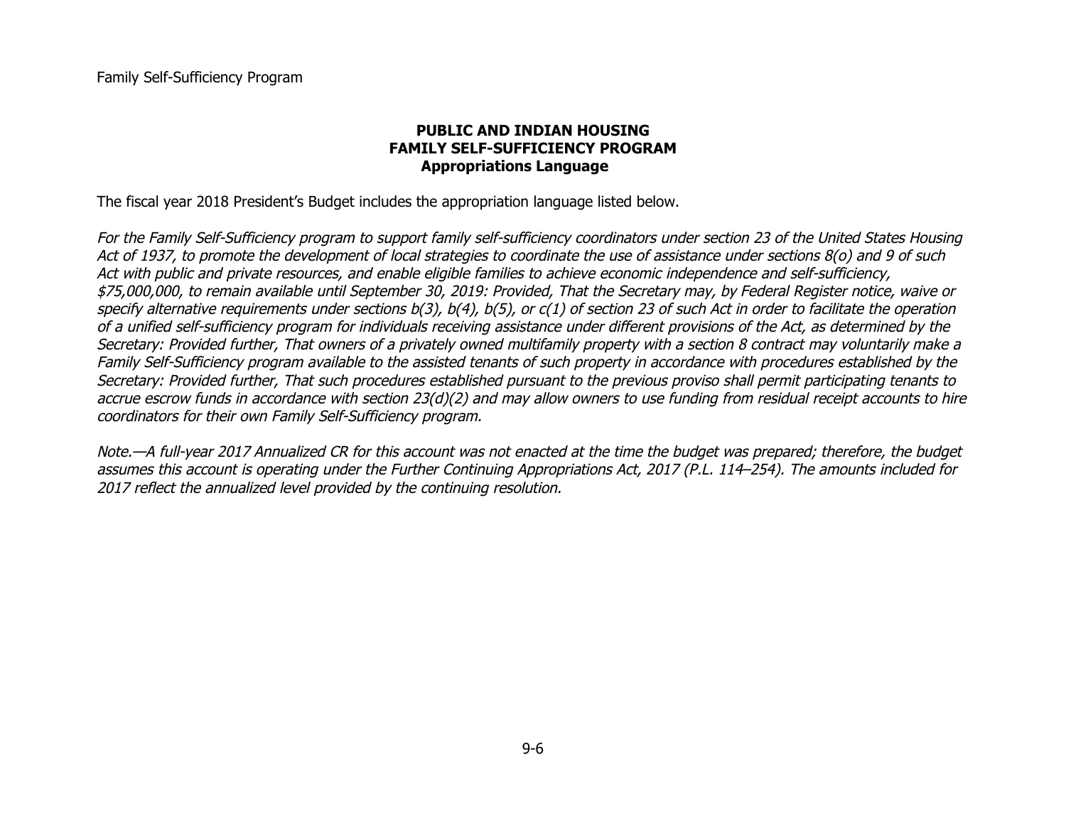**PUBLIC AND INDIAN HOUSING**
**FAMILY SELF-SUFFICIENCY PROGRAM**
**Appropriations Language**

The fiscal year 2018 President's Budget includes the appropriation language listed below.

*For the Family Self-Sufficiency program to support family self-sufficiency coordinators under section 23 of the United States Housing Act of 1937, to promote the development of local strategies to coordinate the use of assistance under sections 8(o) and 9 of such Act with public and private resources, and enable eligible families to achieve economic independence and self-sufficiency, $75,000,000, to remain available until September 30, 2019: Provided, That the Secretary may, by Federal Register notice, waive or specify alternative requirements under sections b(3), b(4), b(5), or c(1) of section 23 of such Act in order to facilitate the operation of a unified self-sufficiency program for individuals receiving assistance under different provisions of the Act, as determined by the Secretary: Provided further, That owners of a privately owned multifamily property with a section 8 contract may voluntarily make a Family Self-Sufficiency program available to the assisted tenants of such property in accordance with procedures established by the Secretary: Provided further, That such procedures established pursuant to the previous proviso shall permit participating tenants to accrue escrow funds in accordance with section 23(d)(2) and may allow owners to use funding from residual receipt accounts to hire coordinators for their own Family Self-Sufficiency program.*

*Note.—A full-year 2017 Annualized CR for this account was not enacted at the time the budget was prepared; therefore, the budget assumes this account is operating under the Further Continuing Appropriations Act, 2017 (P.L. 114–254). The amounts included for 2017 reflect the annualized level provided by the continuing resolution.*